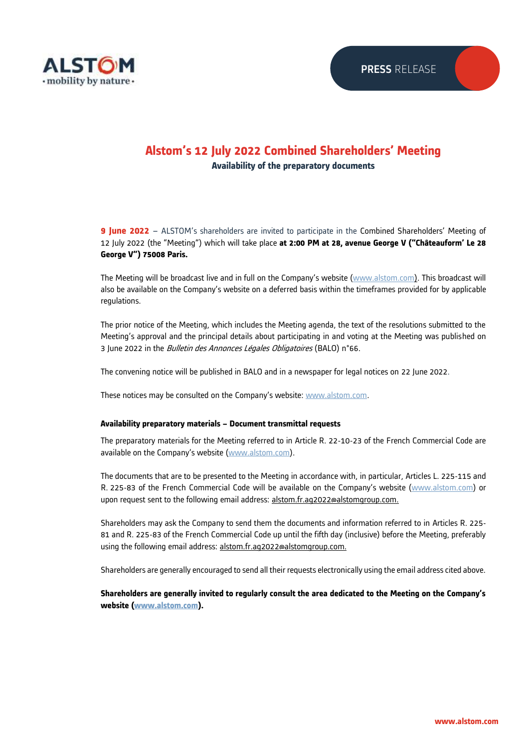# Alstom's 12 July 2022 Combined Shareholders' Meeting

**Availability of the preparatory documents**

**9 June 2022** – ALSTOM's shareholders are invited to participate in the Combined Shareholders' Meeting of 12 July 2022 (the "Meeting") which will take place **at 2:00 PM at 28, avenue George V ("Châteauform' Le 28 George V") 75008 Paris.**

The Meeting will be broadcast live and in full on the Company's website (www.alstom.com). This broadcast will also be available on the Company's website on a deferred basis within the timeframes provided for by applicable regulations.

The prior notice of the Meeting, which includes the Meeting agenda, the text of the resolutions submitted to the Meeting's approval and the principal details about participating in and voting at the Meeting was published on 3 June 2022 in the *Bulletin des Annonces Légales Obligatoires* (BALO) n°66.

The convening notice will be published in BALO and in a newspaper for legal notices on 22 June 2022.

These notices may be consulted on the Company's website: www.alstom.com.

**Availability preparatory materials – Document transmittal requests**

The preparatory materials for the Meeting referred to in Article R. 22-10-23 of the French Commercial Code are available on the Company's website (www.alstom.com).

The documents that are to be presented to the Meeting in accordance with, in particular, Articles L. 225-115 and R. 225-83 of the French Commercial Code will be available on the Company's website (www.alstom.com) or upon request sent to the following email address: alstom.fr.ag2022@alstomgroup.com.

Shareholders may ask the Company to send them the documents and information referred to in Articles R. 225-81 and R. 225-83 of the French Commercial Code up until the fifth day (inclusive) before the Meeting, preferably using the following email address: alstom.fr.ag2022@alstomgroup.com.

Shareholders are generally encouraged to send all their requests electronically using the email address cited above.

**Shareholders are generally invited to regularly consult the area dedicated to the Meeting on the Company's website (www.alstom.com).**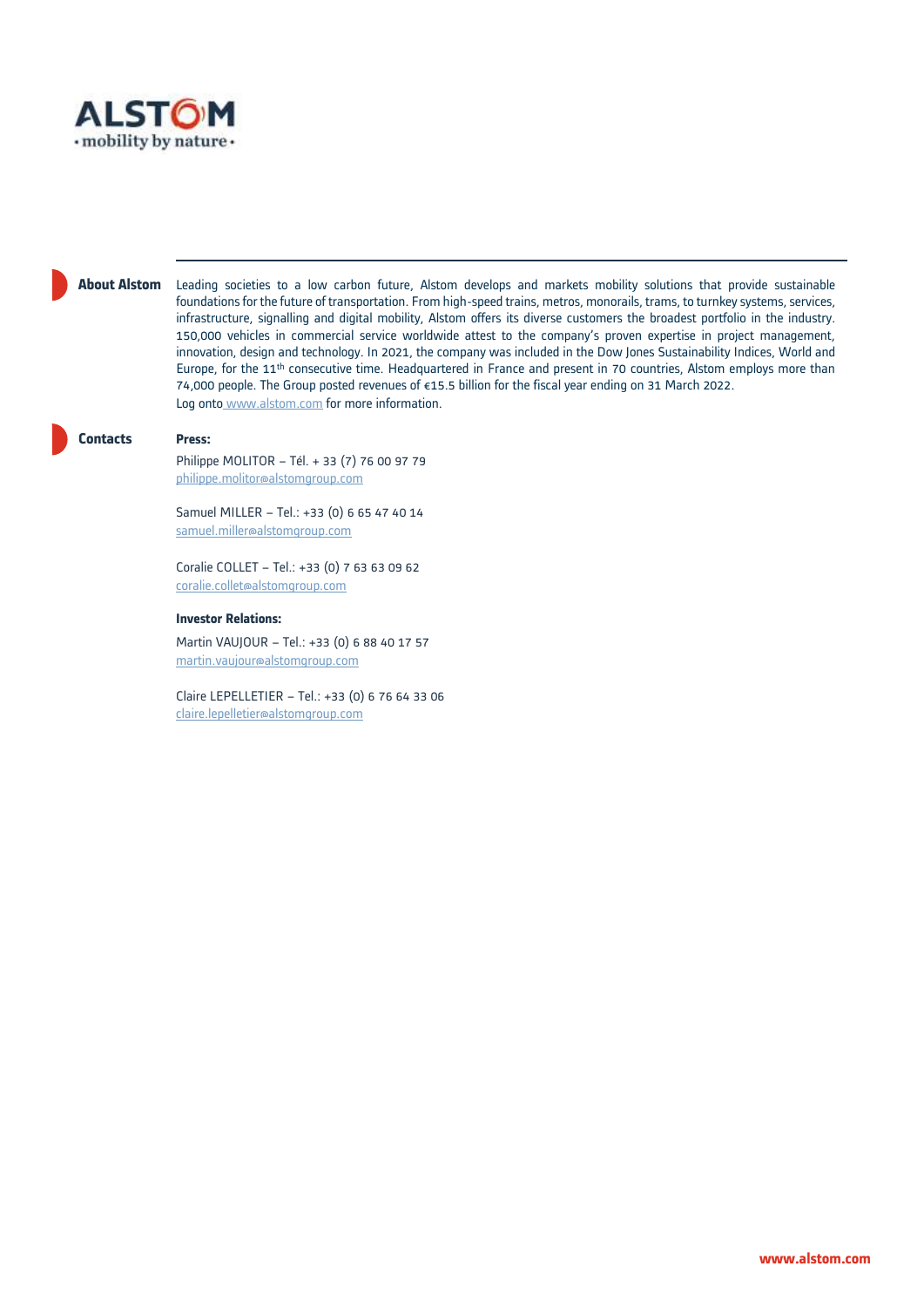**About Alstom**

Leading societies to a low carbon future, Alstom develops and markets mobility solutions that provide sustainable foundations for the future of transportation. From high-speed trains, metros, monorails, trams, to turnkey systems, services, infrastructure, signalling and digital mobility, Alstom offers its diverse customers the broadest portfolio in the industry. 150,000 vehicles in commercial service worldwide attest to the company's proven expertise in project management, innovation, design and technology. In 2021, the company was included in the Dow Jones Sustainability Indices, World and Europe, for the 11th consecutive time. Headquartered in France and present in 70 countries, Alstom employs more than 74,000 people. The Group posted revenues of €15.5 billion for the fiscal year ending on 31 March 2022.
Log onto www.alstom.com for more information.

**Contacts**

**Press:**

Philippe MOLITOR – Tél. + 33 (7) 76 00 97 79
philippe.molitor@alstomgroup.com

Samuel MILLER – Tel.: +33 (0) 6 65 47 40 14
samuel.miller@alstomgroup.com

Coralie COLLET – Tel.: +33 (0) 7 63 63 09 62
coralie.collet@alstomgroup.com

**Investor Relations:**

Martin VAUJOUR – Tel.: +33 (0) 6 88 40 17 57
martin.vaujour@alstomgroup.com

Claire LEPELLETIER – Tel.: +33 (0) 6 76 64 33 06
claire.lepelletier@alstomgroup.com